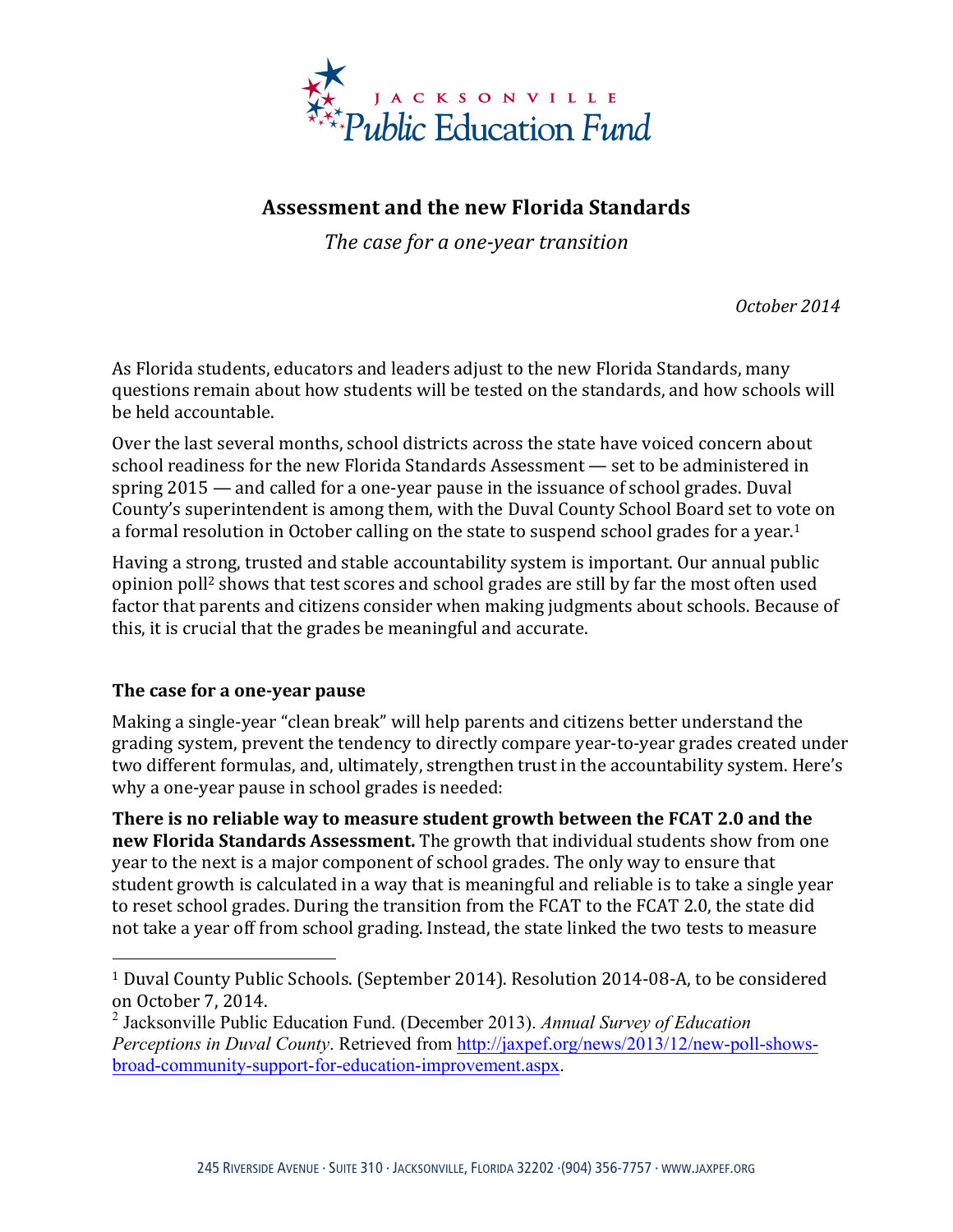JACKSONVILLE Public Education Fund

# Assessment and the new Florida Standards

*The case for a one-year transition*

*October 2014*

As Florida students, educators and leaders adjust to the new Florida Standards, many questions remain about how students will be tested on the standards, and how schools will be held accountable.

Over the last several months, school districts across the state have voiced concern about school readiness for the new Florida Standards Assessment — set to be administered in spring 2015 — and called for a one-year pause in the issuance of school grades. Duval County's superintendent is among them, with the Duval County School Board set to vote on a formal resolution in October calling on the state to suspend school grades for a year.[1]

Having a strong, trusted and stable accountability system is important. Our annual public opinion poll[2] shows that test scores and school grades are still by far the most often used factor that parents and citizens consider when making judgments about schools. Because of this, it is crucial that the grades be meaningful and accurate.

## The case for a one-year pause

Making a single-year "clean break" will help parents and citizens better understand the grading system, prevent the tendency to directly compare year-to-year grades created under two different formulas, and, ultimately, strengthen trust in the accountability system. Here's why a one-year pause in school grades is needed:

**There is no reliable way to measure student growth between the FCAT 2.0 and the new Florida Standards Assessment.** The growth that individual students show from one year to the next is a major component of school grades. The only way to ensure that student growth is calculated in a way that is meaningful and reliable is to take a single year to reset school grades. During the transition from the FCAT to the FCAT 2.0, the state did not take a year off from school grading. Instead, the state linked the two tests to measure

---

[1] Duval County Public Schools. (September 2014). Resolution 2014-08-A, to be considered on October 7, 2014.

[2] Jacksonville Public Education Fund. (December 2013). *Annual Survey of Education Perceptions in Duval County*. Retrieved from http://jaxpef.org/news/2013/12/new-poll-shows-broad-community-support-for-education-improvement.aspx.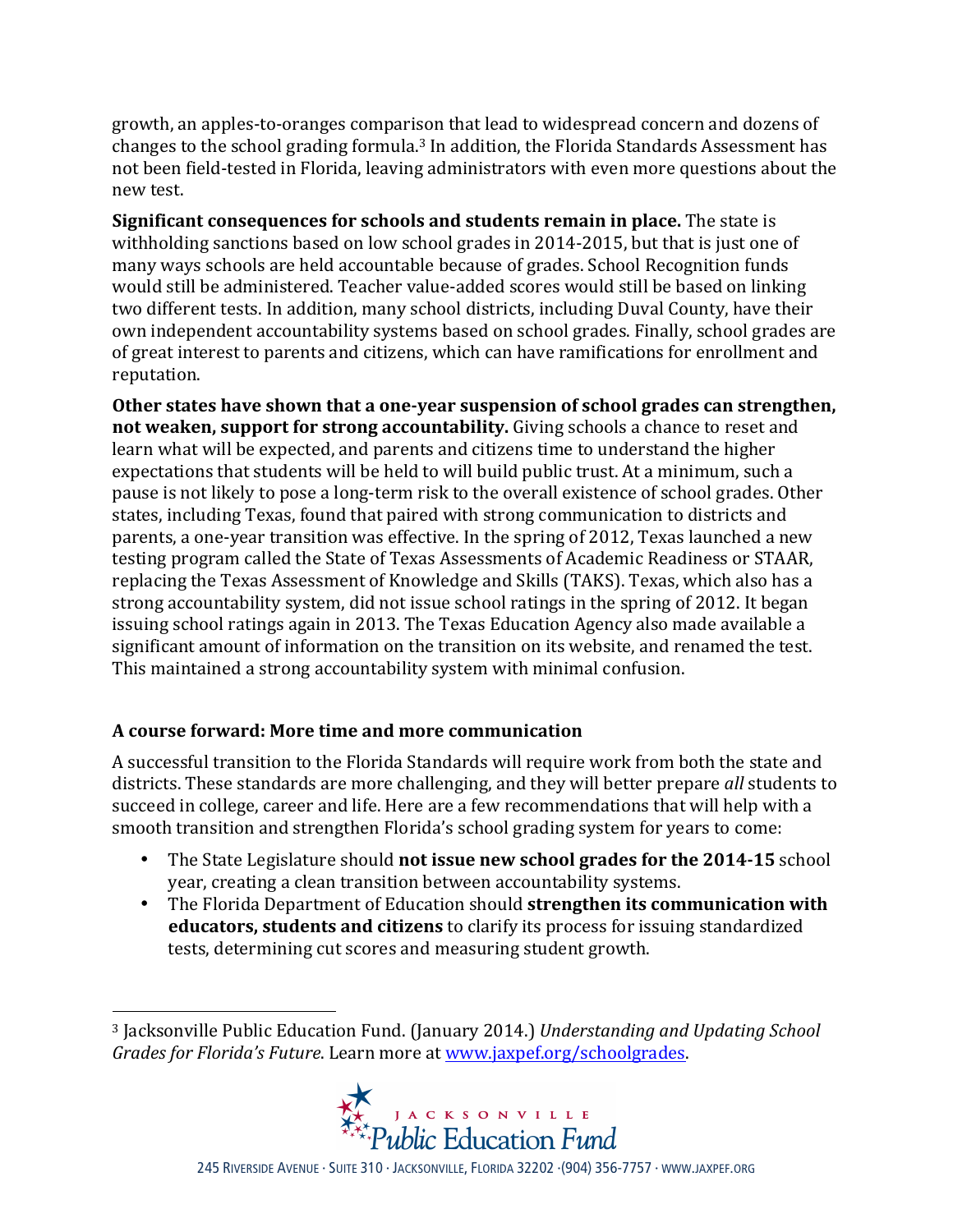growth, an apples-to-oranges comparison that lead to widespread concern and dozens of changes to the school grading formula.[3] In addition, the Florida Standards Assessment has not been field-tested in Florida, leaving administrators with even more questions about the new test.

**Significant consequences for schools and students remain in place.** The state is withholding sanctions based on low school grades in 2014-2015, but that is just one of many ways schools are held accountable because of grades. School Recognition funds would still be administered. Teacher value-added scores would still be based on linking two different tests. In addition, many school districts, including Duval County, have their own independent accountability systems based on school grades. Finally, school grades are of great interest to parents and citizens, which can have ramifications for enrollment and reputation.

**Other states have shown that a one-year suspension of school grades can strengthen, not weaken, support for strong accountability.** Giving schools a chance to reset and learn what will be expected, and parents and citizens time to understand the higher expectations that students will be held to will build public trust. At a minimum, such a pause is not likely to pose a long-term risk to the overall existence of school grades. Other states, including Texas, found that paired with strong communication to districts and parents, a one-year transition was effective. In the spring of 2012, Texas launched a new testing program called the State of Texas Assessments of Academic Readiness or STAAR, replacing the Texas Assessment of Knowledge and Skills (TAKS). Texas, which also has a strong accountability system, did not issue school ratings in the spring of 2012. It began issuing school ratings again in 2013. The Texas Education Agency also made available a significant amount of information on the transition on its website, and renamed the test. This maintained a strong accountability system with minimal confusion.

### A course forward: More time and more communication

A successful transition to the Florida Standards will require work from both the state and districts. These standards are more challenging, and they will better prepare *all* students to succeed in college, career and life. Here are a few recommendations that will help with a smooth transition and strengthen Florida's school grading system for years to come:

- The State Legislature should **not issue new school grades for the 2014-15** school year, creating a clean transition between accountability systems.
- The Florida Department of Education should **strengthen its communication with educators, students and citizens** to clarify its process for issuing standardized tests, determining cut scores and measuring student growth.

---

[3] Jacksonville Public Education Fund. (January 2014.) *Understanding and Updating School Grades for Florida's Future.* Learn more at www.jaxpef.org/schoolgrades.

Jacksonville Public Education Fund

245 Riverside Avenue · Suite 310 · Jacksonville, Florida 32202 ·(904) 356-7757 · www.jaxpef.org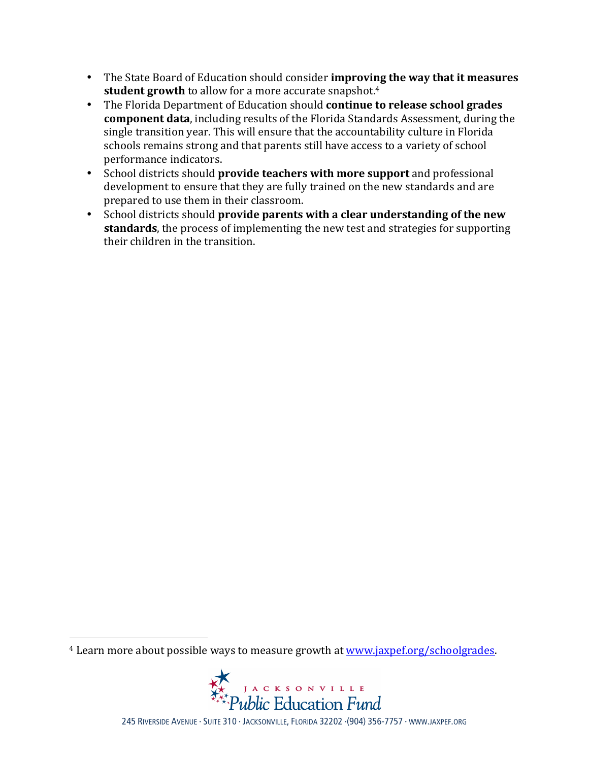- The State Board of Education should consider **improving the way that it measures student growth** to allow for a more accurate snapshot.[4]
- The Florida Department of Education should **continue to release school grades component data**, including results of the Florida Standards Assessment, during the single transition year. This will ensure that the accountability culture in Florida schools remains strong and that parents still have access to a variety of school performance indicators.
- School districts should **provide teachers with more support** and professional development to ensure that they are fully trained on the new standards and are prepared to use them in their classroom.
- School districts should **provide parents with a clear understanding of the new standards**, the process of implementing the new test and strategies for supporting their children in the transition.

---

[4] Learn more about possible ways to measure growth at [www.jaxpef.org/schoolgrades](http://www.jaxpef.org/schoolgrades).

Jacksonville Public Education Fund

245 Riverside Avenue · Suite 310 · Jacksonville, Florida 32202 ·(904) 356-7757 · www.jaxpef.org